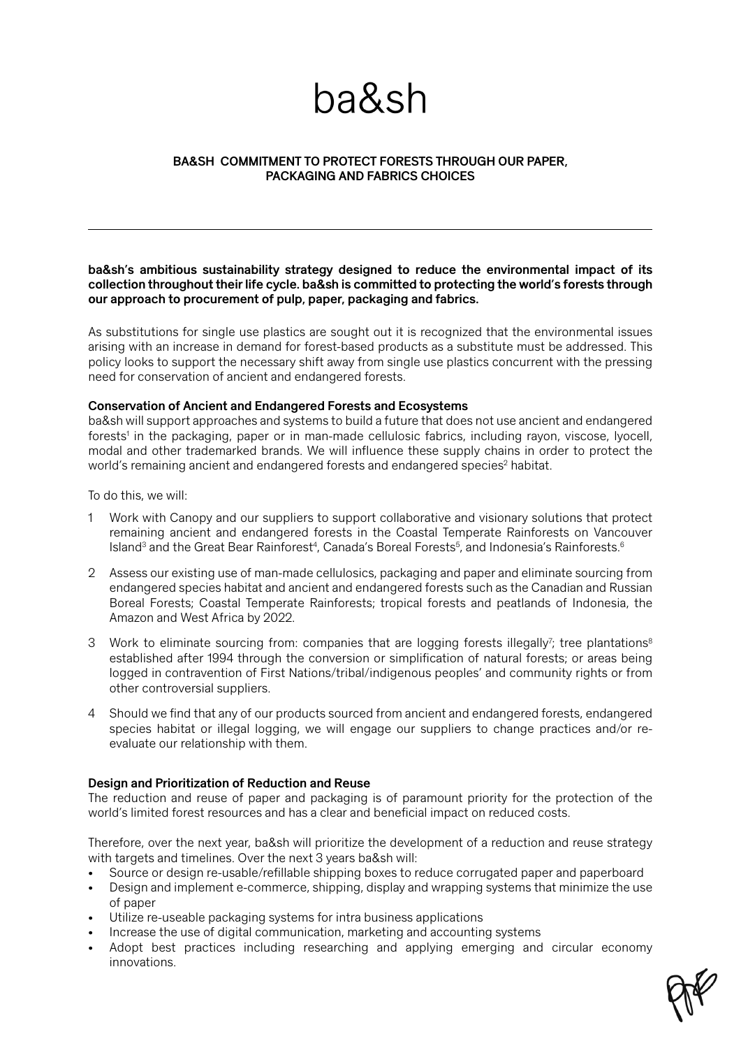# ba&sh

## BA&SH COMMITMENT TO PROTECT FORESTS THROUGH OUR PAPER, PACKAGING AND FABRICS CHOICES

---

**ba&sh's ambitious sustainability strategy designed to reduce the environmental impact of its collection throughout their life cycle. ba&sh is committed to protecting the world's forests through our approach to procurement of pulp, paper, packaging and fabrics.**

As substitutions for single use plastics are sought out it is recognized that the environmental issues arising with an increase in demand for forest-based products as a substitute must be addressed. This policy looks to support the necessary shift away from single use plastics concurrent with the pressing need for conservation of ancient and endangered forests.

### Conservation of Ancient and Endangered Forests and Ecosystems

ba&sh will support approaches and systems to build a future that does not use ancient and endangered forests[1] in the packaging, paper or in man-made cellulosic fabrics, including rayon, viscose, lyocell, modal and other trademarked brands. We will influence these supply chains in order to protect the world's remaining ancient and endangered forests and endangered species[2] habitat.

To do this, we will:

1. Work with Canopy and our suppliers to support collaborative and visionary solutions that protect remaining ancient and endangered forests in the Coastal Temperate Rainforests on Vancouver Island[3] and the Great Bear Rainforest[4], Canada's Boreal Forests[5], and Indonesia's Rainforests.[6]
2. Assess our existing use of man-made cellulosics, packaging and paper and eliminate sourcing from endangered species habitat and ancient and endangered forests such as the Canadian and Russian Boreal Forests; Coastal Temperate Rainforests; tropical forests and peatlands of Indonesia, the Amazon and West Africa by 2022.
3. Work to eliminate sourcing from: companies that are logging forests illegally[7]; tree plantations[8] established after 1994 through the conversion or simplification of natural forests; or areas being logged in contravention of First Nations/tribal/indigenous peoples' and community rights or from other controversial suppliers.
4. Should we find that any of our products sourced from ancient and endangered forests, endangered species habitat or illegal logging, we will engage our suppliers to change practices and/or re-evaluate our relationship with them.

### Design and Prioritization of Reduction and Reuse

The reduction and reuse of paper and packaging is of paramount priority for the protection of the world's limited forest resources and has a clear and beneficial impact on reduced costs.

Therefore, over the next year, ba&sh will prioritize the development of a reduction and reuse strategy with targets and timelines. Over the next 3 years ba&sh will:

- Source or design re-usable/refillable shipping boxes to reduce corrugated paper and paperboard
- Design and implement e-commerce, shipping, display and wrapping systems that minimize the use of paper
- Utilize re-useable packaging systems for intra business applications
- Increase the use of digital communication, marketing and accounting systems
- Adopt best practices including researching and applying emerging and circular economy innovations.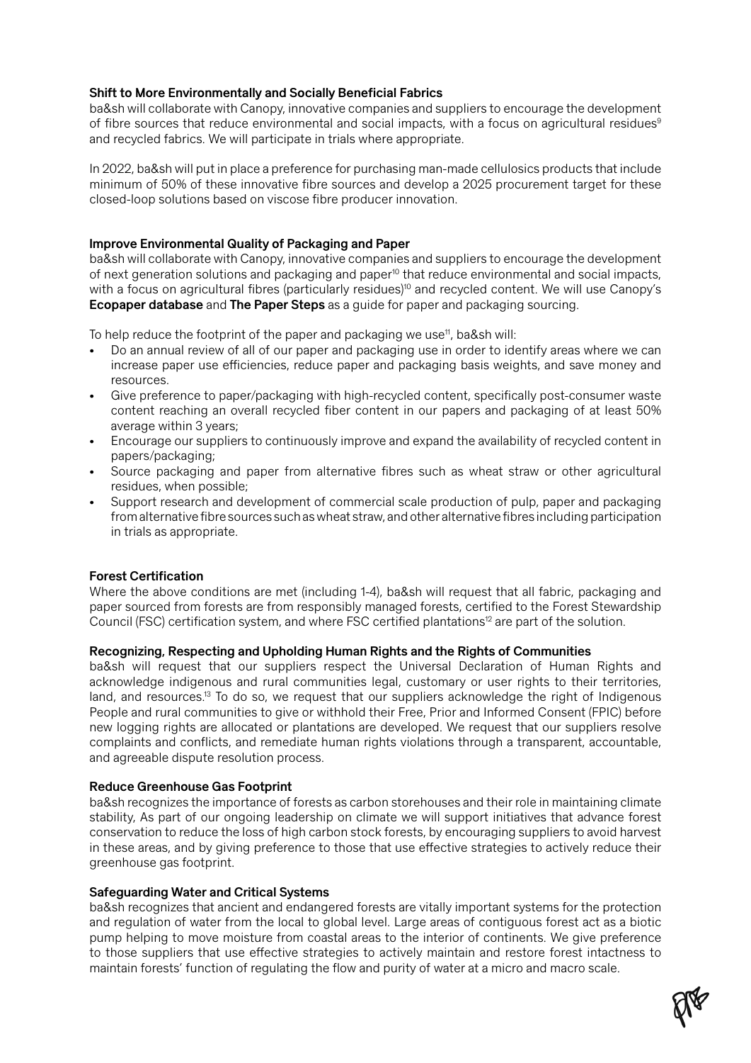**Shift to More Environmentally and Socially Beneficial Fabrics**

ba&sh will collaborate with Canopy, innovative companies and suppliers to encourage the development of fibre sources that reduce environmental and social impacts, with a focus on agricultural residues[9] and recycled fabrics. We will participate in trials where appropriate.

In 2022, ba&sh will put in place a preference for purchasing man-made cellulosics products that include minimum of 50% of these innovative fibre sources and develop a 2025 procurement target for these closed-loop solutions based on viscose fibre producer innovation.

**Improve Environmental Quality of Packaging and Paper**

ba&sh will collaborate with Canopy, innovative companies and suppliers to encourage the development of next generation solutions and packaging and paper[10] that reduce environmental and social impacts, with a focus on agricultural fibres (particularly residues)[10] and recycled content. We will use Canopy's **Ecopaper database** and **The Paper Steps** as a guide for paper and packaging sourcing.

To help reduce the footprint of the paper and packaging we use[11], ba&sh will:

- Do an annual review of all of our paper and packaging use in order to identify areas where we can increase paper use efficiencies, reduce paper and packaging basis weights, and save money and resources.
- Give preference to paper/packaging with high-recycled content, specifically post-consumer waste content reaching an overall recycled fiber content in our papers and packaging of at least 50% average within 3 years;
- Encourage our suppliers to continuously improve and expand the availability of recycled content in papers/packaging;
- Source packaging and paper from alternative fibres such as wheat straw or other agricultural residues, when possible;
- Support research and development of commercial scale production of pulp, paper and packaging from alternative fibre sources such as wheat straw, and other alternative fibres including participation in trials as appropriate.

**Forest Certification**

Where the above conditions are met (including 1-4), ba&sh will request that all fabric, packaging and paper sourced from forests are from responsibly managed forests, certified to the Forest Stewardship Council (FSC) certification system, and where FSC certified plantations[12] are part of the solution.

**Recognizing, Respecting and Upholding Human Rights and the Rights of Communities**

ba&sh will request that our suppliers respect the Universal Declaration of Human Rights and acknowledge indigenous and rural communities legal, customary or user rights to their territories, land, and resources.[13] To do so, we request that our suppliers acknowledge the right of Indigenous People and rural communities to give or withhold their Free, Prior and Informed Consent (FPIC) before new logging rights are allocated or plantations are developed. We request that our suppliers resolve complaints and conflicts, and remediate human rights violations through a transparent, accountable, and agreeable dispute resolution process.

**Reduce Greenhouse Gas Footprint**

ba&sh recognizes the importance of forests as carbon storehouses and their role in maintaining climate stability, As part of our ongoing leadership on climate we will support initiatives that advance forest conservation to reduce the loss of high carbon stock forests, by encouraging suppliers to avoid harvest in these areas, and by giving preference to those that use effective strategies to actively reduce their greenhouse gas footprint.

**Safeguarding Water and Critical Systems**

ba&sh recognizes that ancient and endangered forests are vitally important systems for the protection and regulation of water from the local to global level. Large areas of contiguous forest act as a biotic pump helping to move moisture from coastal areas to the interior of continents. We give preference to those suppliers that use effective strategies to actively maintain and restore forest intactness to maintain forests' function of regulating the flow and purity of water at a micro and macro scale.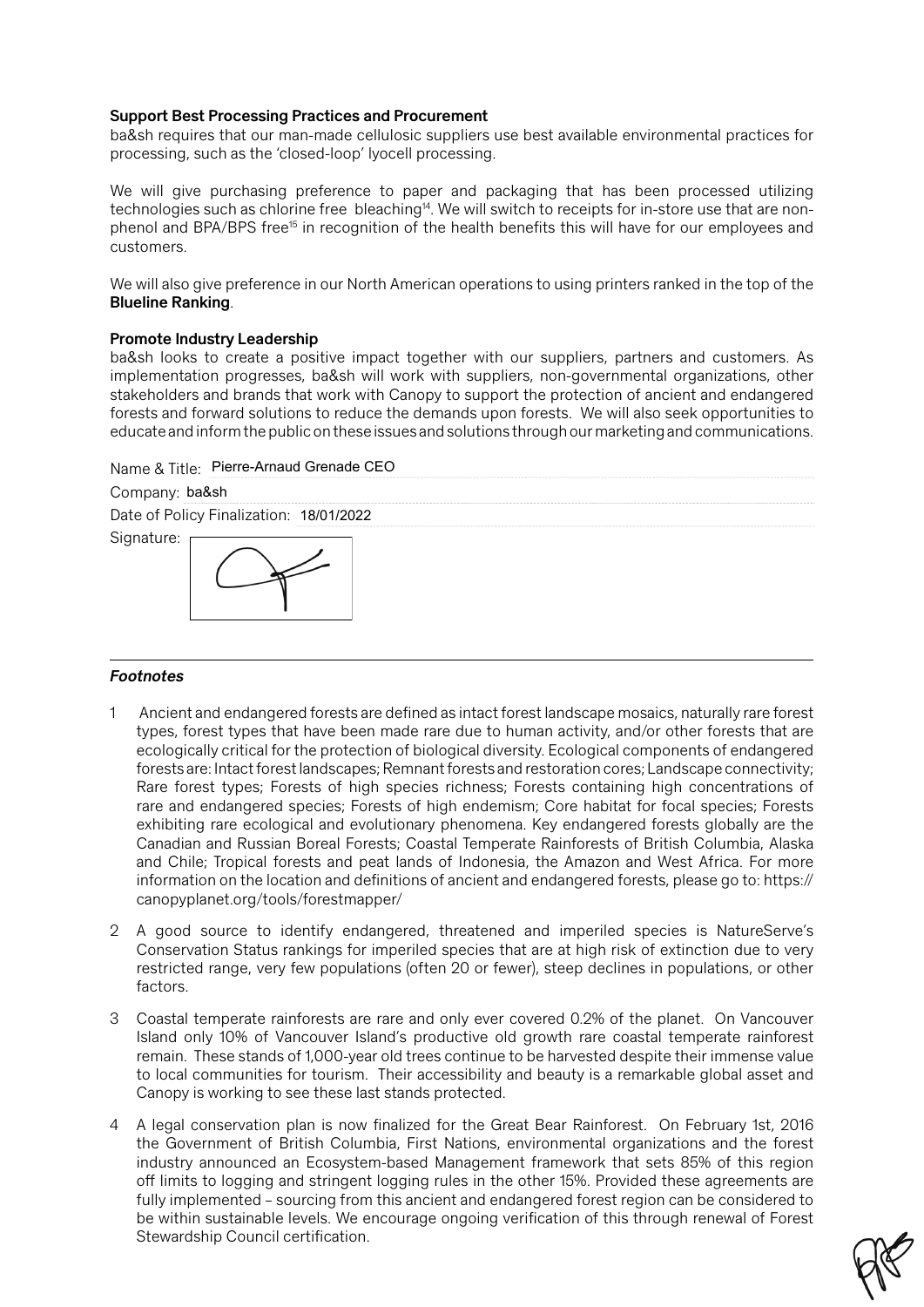**Support Best Processing Practices and Procurement**

ba&sh requires that our man-made cellulosic suppliers use best available environmental practices for processing, such as the 'closed-loop' lyocell processing.

We will give purchasing preference to paper and packaging that has been processed utilizing technologies such as chlorine free bleaching[14]. We will switch to receipts for in-store use that are non-phenol and BPA/BPS free[15] in recognition of the health benefits this will have for our employees and customers.

We will also give preference in our North American operations to using printers ranked in the top of the **Blueline Ranking**.

**Promote Industry Leadership**

ba&sh looks to create a positive impact together with our suppliers, partners and customers. As implementation progresses, ba&sh will work with suppliers, non-governmental organizations, other stakeholders and brands that work with Canopy to support the protection of ancient and endangered forests and forward solutions to reduce the demands upon forests. We will also seek opportunities to educate and inform the public on these issues and solutions through our marketing and communications.

Name & Title: Pierre-Arnaud Grenade CEO

Company: ba&sh

Date of Policy Finalization: 18/01/2022

Signature:

---

***Footnotes***

1. Ancient and endangered forests are defined as intact forest landscape mosaics, naturally rare forest types, forest types that have been made rare due to human activity, and/or other forests that are ecologically critical for the protection of biological diversity. Ecological components of endangered forests are: Intact forest landscapes; Remnant forests and restoration cores; Landscape connectivity; Rare forest types; Forests of high species richness; Forests containing high concentrations of rare and endangered species; Forests of high endemism; Core habitat for focal species; Forests exhibiting rare ecological and evolutionary phenomena. Key endangered forests globally are the Canadian and Russian Boreal Forests; Coastal Temperate Rainforests of British Columbia, Alaska and Chile; Tropical forests and peat lands of Indonesia, the Amazon and West Africa. For more information on the location and definitions of ancient and endangered forests, please go to: https://canopyplanet.org/tools/forestmapper/

2. A good source to identify endangered, threatened and imperiled species is NatureServe's Conservation Status rankings for imperiled species that are at high risk of extinction due to very restricted range, very few populations (often 20 or fewer), steep declines in populations, or other factors.

3. Coastal temperate rainforests are rare and only ever covered 0.2% of the planet. On Vancouver Island only 10% of Vancouver Island's productive old growth rare coastal temperate rainforest remain. These stands of 1,000-year old trees continue to be harvested despite their immense value to local communities for tourism. Their accessibility and beauty is a remarkable global asset and Canopy is working to see these last stands protected.

4. A legal conservation plan is now finalized for the Great Bear Rainforest. On February 1st, 2016 the Government of British Columbia, First Nations, environmental organizations and the forest industry announced an Ecosystem-based Management framework that sets 85% of this region off limits to logging and stringent logging rules in the other 15%. Provided these agreements are fully implemented – sourcing from this ancient and endangered forest region can be considered to be within sustainable levels. We encourage ongoing verification of this through renewal of Forest Stewardship Council certification.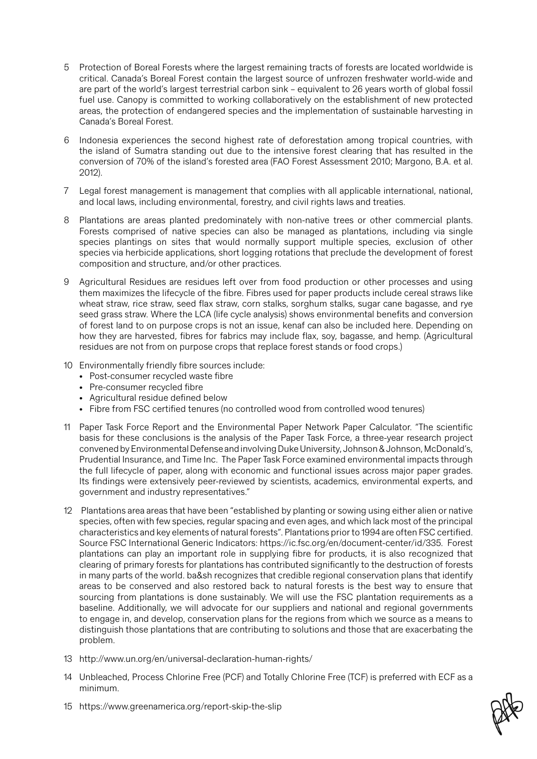5 Protection of Boreal Forests where the largest remaining tracts of forests are located worldwide is critical. Canada's Boreal Forest contain the largest source of unfrozen freshwater world-wide and are part of the world's largest terrestrial carbon sink – equivalent to 26 years worth of global fossil fuel use. Canopy is committed to working collaboratively on the establishment of new protected areas, the protection of endangered species and the implementation of sustainable harvesting in Canada's Boreal Forest.

6 Indonesia experiences the second highest rate of deforestation among tropical countries, with the island of Sumatra standing out due to the intensive forest clearing that has resulted in the conversion of 70% of the island's forested area (FAO Forest Assessment 2010; Margono, B.A. et al. 2012).

7 Legal forest management is management that complies with all applicable international, national, and local laws, including environmental, forestry, and civil rights laws and treaties.

8 Plantations are areas planted predominately with non-native trees or other commercial plants. Forests comprised of native species can also be managed as plantations, including via single species plantings on sites that would normally support multiple species, exclusion of other species via herbicide applications, short logging rotations that preclude the development of forest composition and structure, and/or other practices.

9 Agricultural Residues are residues left over from food production or other processes and using them maximizes the lifecycle of the fibre. Fibres used for paper products include cereal straws like wheat straw, rice straw, seed flax straw, corn stalks, sorghum stalks, sugar cane bagasse, and rye seed grass straw. Where the LCA (life cycle analysis) shows environmental benefits and conversion of forest land to on purpose crops is not an issue, kenaf can also be included here. Depending on how they are harvested, fibres for fabrics may include flax, soy, bagasse, and hemp. (Agricultural residues are not from on purpose crops that replace forest stands or food crops.)

10 Environmentally friendly fibre sources include:

- Post-consumer recycled waste fibre
- Pre-consumer recycled fibre
- Agricultural residue defined below
- Fibre from FSC certified tenures (no controlled wood from controlled wood tenures)

11 Paper Task Force Report and the Environmental Paper Network Paper Calculator. "The scientific basis for these conclusions is the analysis of the Paper Task Force, a three-year research project convened by Environmental Defense and involving Duke University, Johnson & Johnson, McDonald's, Prudential Insurance, and Time Inc. The Paper Task Force examined environmental impacts through the full lifecycle of paper, along with economic and functional issues across major paper grades. Its findings were extensively peer-reviewed by scientists, academics, environmental experts, and government and industry representatives."

12 Plantations area areas that have been "established by planting or sowing using either alien or native species, often with few species, regular spacing and even ages, and which lack most of the principal characteristics and key elements of natural forests". Plantations prior to 1994 are often FSC certified. Source FSC International Generic Indicators: https://ic.fsc.org/en/document-center/id/335. Forest plantations can play an important role in supplying fibre for products, it is also recognized that clearing of primary forests for plantations has contributed significantly to the destruction of forests in many parts of the world. ba&sh recognizes that credible regional conservation plans that identify areas to be conserved and also restored back to natural forests is the best way to ensure that sourcing from plantations is done sustainably. We will use the FSC plantation requirements as a baseline. Additionally, we will advocate for our suppliers and national and regional governments to engage in, and develop, conservation plans for the regions from which we source as a means to distinguish those plantations that are contributing to solutions and those that are exacerbating the problem.

13 http://www.un.org/en/universal-declaration-human-rights/

14 Unbleached, Process Chlorine Free (PCF) and Totally Chlorine Free (TCF) is preferred with ECF as a minimum.

15 https://www.greenamerica.org/report-skip-the-slip